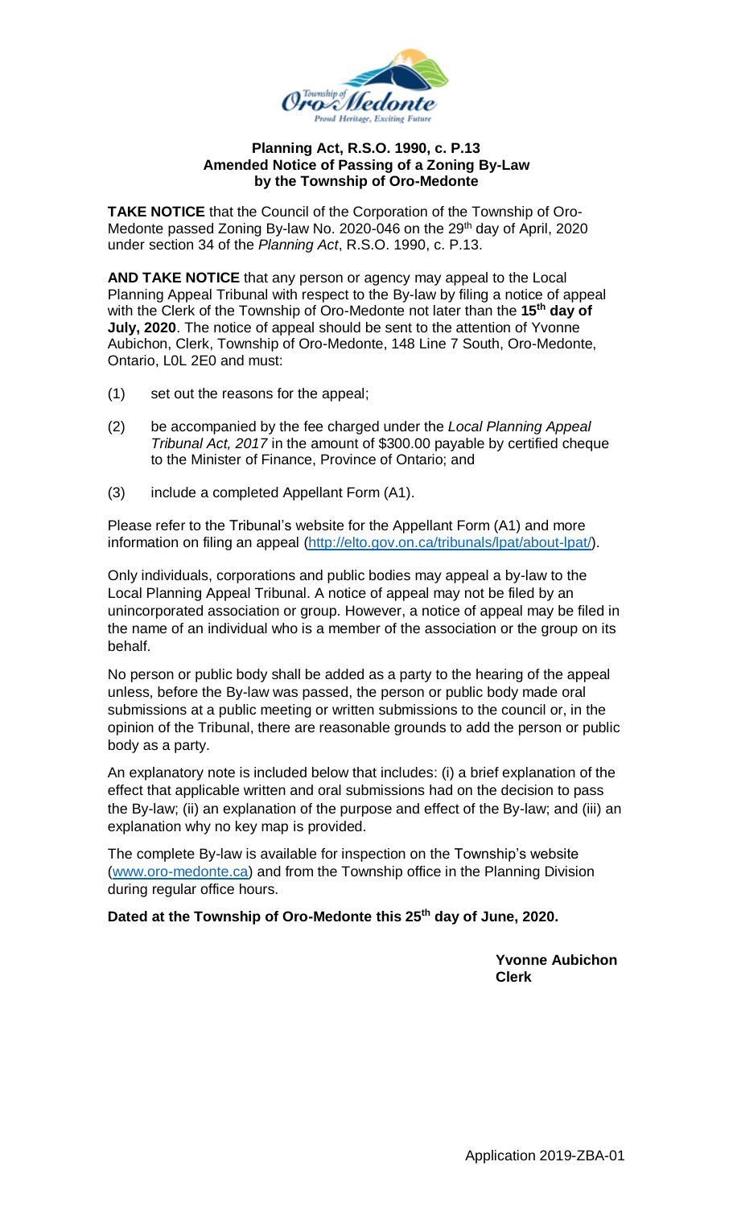**Planning Act, R.S.O. 1990, c. P.13**
**Amended Notice of Passing of a Zoning By-Law**
**by the Township of Oro-Medonte**

**TAKE NOTICE** that the Council of the Corporation of the Township of Oro-Medonte passed Zoning By-law No. 2020-046 on the 29th day of April, 2020 under section 34 of the *Planning Act*, R.S.O. 1990, c. P.13.

**AND TAKE NOTICE** that any person or agency may appeal to the Local Planning Appeal Tribunal with respect to the By-law by filing a notice of appeal with the Clerk of the Township of Oro-Medonte not later than the **15th day of July, 2020**. The notice of appeal should be sent to the attention of Yvonne Aubichon, Clerk, Township of Oro-Medonte, 148 Line 7 South, Oro-Medonte, Ontario, L0L 2E0 and must:

(1) set out the reasons for the appeal;

(2) be accompanied by the fee charged under the *Local Planning Appeal Tribunal Act, 2017* in the amount of $300.00 payable by certified cheque to the Minister of Finance, Province of Ontario; and

(3) include a completed Appellant Form (A1).

Please refer to the Tribunal's website for the Appellant Form (A1) and more information on filing an appeal (http://elto.gov.on.ca/tribunals/lpat/about-lpat/).

Only individuals, corporations and public bodies may appeal a by-law to the Local Planning Appeal Tribunal. A notice of appeal may not be filed by an unincorporated association or group. However, a notice of appeal may be filed in the name of an individual who is a member of the association or the group on its behalf.

No person or public body shall be added as a party to the hearing of the appeal unless, before the By-law was passed, the person or public body made oral submissions at a public meeting or written submissions to the council or, in the opinion of the Tribunal, there are reasonable grounds to add the person or public body as a party.

An explanatory note is included below that includes: (i) a brief explanation of the effect that applicable written and oral submissions had on the decision to pass the By-law; (ii) an explanation of the purpose and effect of the By-law; and (iii) an explanation why no key map is provided.

The complete By-law is available for inspection on the Township's website (www.oro-medonte.ca) and from the Township office in the Planning Division during regular office hours.

**Dated at the Township of Oro-Medonte this 25th day of June, 2020.**

**Yvonne Aubichon**
**Clerk**

Application 2019-ZBA-01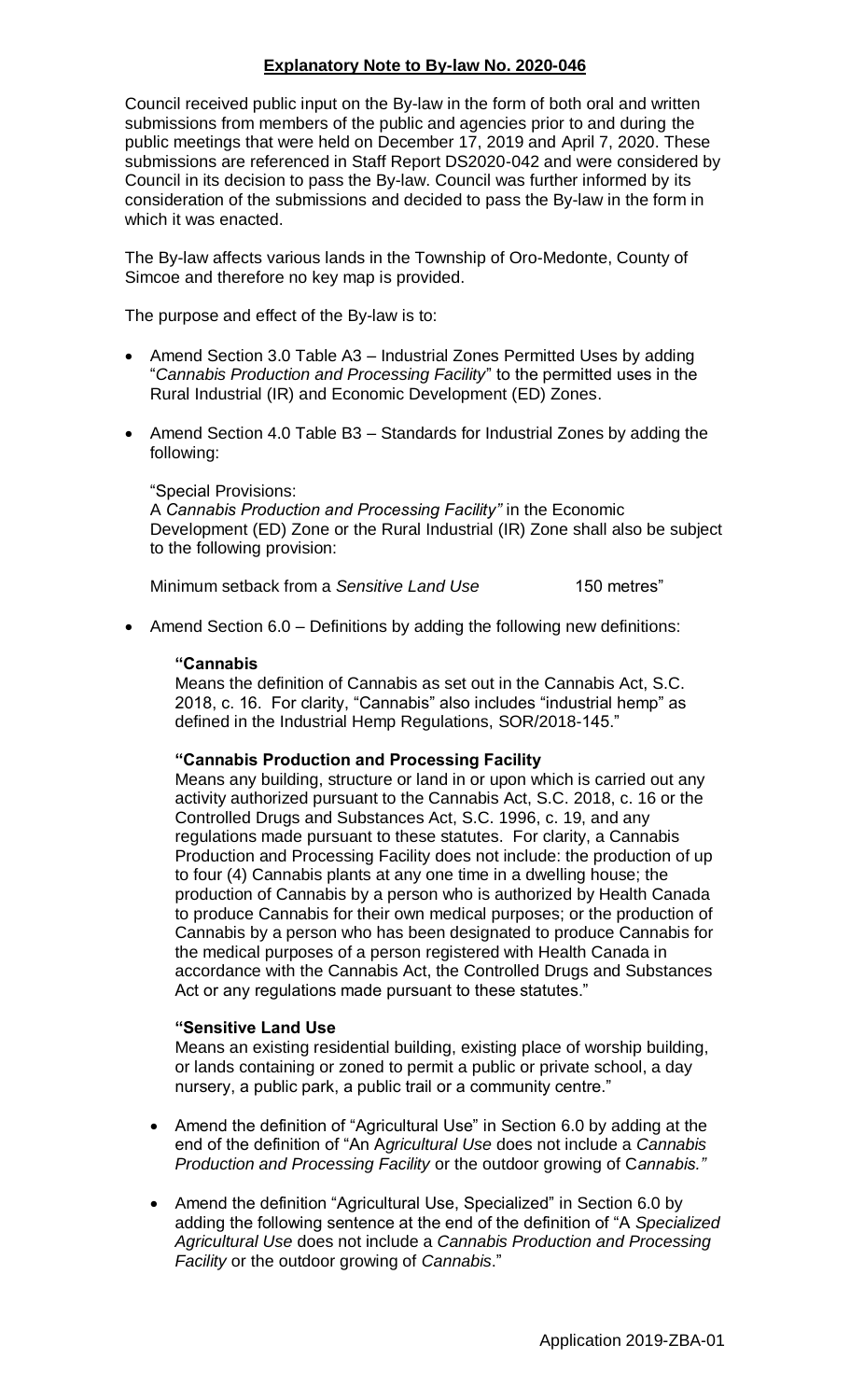## Explanatory Note to By-law No. 2020-046

Council received public input on the By-law in the form of both oral and written submissions from members of the public and agencies prior to and during the public meetings that were held on December 17, 2019 and April 7, 2020. These submissions are referenced in Staff Report DS2020-042 and were considered by Council in its decision to pass the By-law. Council was further informed by its consideration of the submissions and decided to pass the By-law in the form in which it was enacted.

The By-law affects various lands in the Township of Oro-Medonte, County of Simcoe and therefore no key map is provided.

The purpose and effect of the By-law is to:

- Amend Section 3.0 Table A3 – Industrial Zones Permitted Uses by adding "*Cannabis Production and Processing Facility*" to the permitted uses in the Rural Industrial (IR) and Economic Development (ED) Zones.
- Amend Section 4.0 Table B3 – Standards for Industrial Zones by adding the following:

  "Special Provisions:
  A *Cannabis Production and Processing Facility"* in the Economic Development (ED) Zone or the Rural Industrial (IR) Zone shall also be subject to the following provision:

  Minimum setback from a *Sensitive Land Use* 150 metres"

- Amend Section 6.0 – Definitions by adding the following new definitions:

  **"Cannabis**
  Means the definition of Cannabis as set out in the Cannabis Act, S.C. 2018, c. 16. For clarity, "Cannabis" also includes "industrial hemp" as defined in the Industrial Hemp Regulations, SOR/2018-145."

  **"Cannabis Production and Processing Facility**
  Means any building, structure or land in or upon which is carried out any activity authorized pursuant to the Cannabis Act, S.C. 2018, c. 16 or the Controlled Drugs and Substances Act, S.C. 1996, c. 19, and any regulations made pursuant to these statutes. For clarity, a Cannabis Production and Processing Facility does not include: the production of up to four (4) Cannabis plants at any one time in a dwelling house; the production of Cannabis by a person who is authorized by Health Canada to produce Cannabis for their own medical purposes; or the production of Cannabis by a person who has been designated to produce Cannabis for the medical purposes of a person registered with Health Canada in accordance with the Cannabis Act, the Controlled Drugs and Substances Act or any regulations made pursuant to these statutes."

  **"Sensitive Land Use**
  Means an existing residential building, existing place of worship building, or lands containing or zoned to permit a public or private school, a day nursery, a public park, a public trail or a community centre."

- Amend the definition of "Agricultural Use" in Section 6.0 by adding at the end of the definition of "An A*gricultural Use* does not include a *Cannabis Production and Processing Facility* or the outdoor growing of C*annabis."*
- Amend the definition "Agricultural Use, Specialized" in Section 6.0 by adding the following sentence at the end of the definition of "A *Specialized Agricultural Use* does not include a *Cannabis Production and Processing Facility* or the outdoor growing of *Cannabis*."

Application 2019-ZBA-01